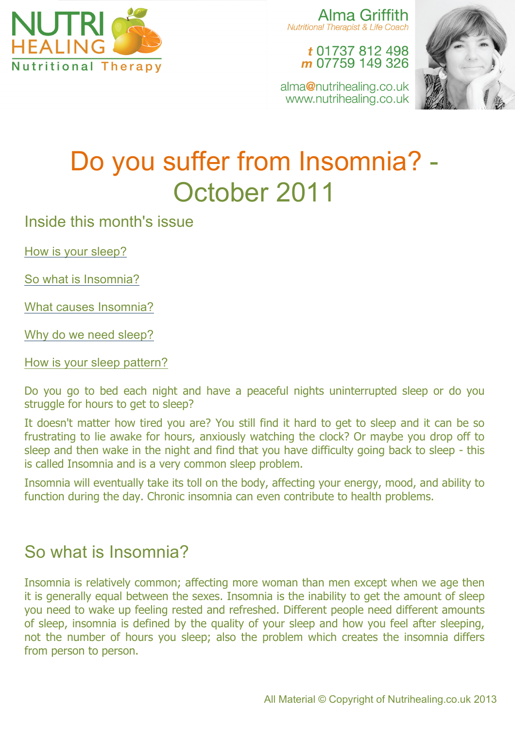NUTRI HEALING
Nutritional Therapy

Alma Griffith
*Nutritional Therapist & Life Coach*

**t** 01737 812 498
**m** 07759 149 326

alma@nutrihealing.co.uk
www.nutrihealing.co.uk

# Do you suffer from Insomnia? - October 2011

## Inside this month's issue

How is your sleep?

So what is Insomnia?

What causes Insomnia?

Why do we need sleep?

How is your sleep pattern?

Do you go to bed each night and have a peaceful nights uninterrupted sleep or do you struggle for hours to get to sleep?

It doesn't matter how tired you are? You still find it hard to get to sleep and it can be so frustrating to lie awake for hours, anxiously watching the clock? Or maybe you drop off to sleep and then wake in the night and find that you have difficulty going back to sleep - this is called Insomnia and is a very common sleep problem.

Insomnia will eventually take its toll on the body, affecting your energy, mood, and ability to function during the day. Chronic insomnia can even contribute to health problems.

## So what is Insomnia?

Insomnia is relatively common; affecting more woman than men except when we age then it is generally equal between the sexes. Insomnia is the inability to get the amount of sleep you need to wake up feeling rested and refreshed. Different people need different amounts of sleep, insomnia is defined by the quality of your sleep and how you feel after sleeping, not the number of hours you sleep; also the problem which creates the insomnia differs from person to person.

All Material © Copyright of Nutrihealing.co.uk 2013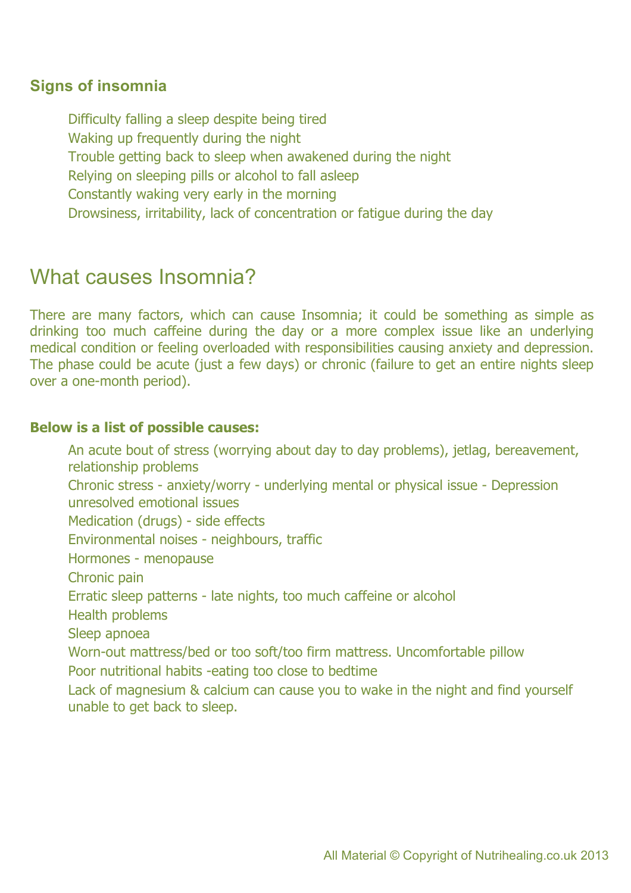### Signs of insomnia

- Difficulty falling a sleep despite being tired
- Waking up frequently during the night
- Trouble getting back to sleep when awakened during the night
- Relying on sleeping pills or alcohol to fall asleep
- Constantly waking very early in the morning
- Drowsiness, irritability, lack of concentration or fatigue during the day

## What causes Insomnia?

There are many factors, which can cause Insomnia; it could be something as simple as drinking too much caffeine during the day or a more complex issue like an underlying medical condition or feeling overloaded with responsibilities causing anxiety and depression. The phase could be acute (just a few days) or chronic (failure to get an entire nights sleep over a one-month period).

**Below is a list of possible causes:**

- An acute bout of stress (worrying about day to day problems), jetlag, bereavement, relationship problems
- Chronic stress - anxiety/worry - underlying mental or physical issue - Depression unresolved emotional issues
- Medication (drugs) - side effects
- Environmental noises - neighbours, traffic
- Hormones - menopause
- Chronic pain
- Erratic sleep patterns - late nights, too much caffeine or alcohol
- Health problems
- Sleep apnoea
- Worn-out mattress/bed or too soft/too firm mattress. Uncomfortable pillow
- Poor nutritional habits -eating too close to bedtime
- Lack of magnesium & calcium can cause you to wake in the night and find yourself unable to get back to sleep.

All Material © Copyright of Nutrihealing.co.uk 2013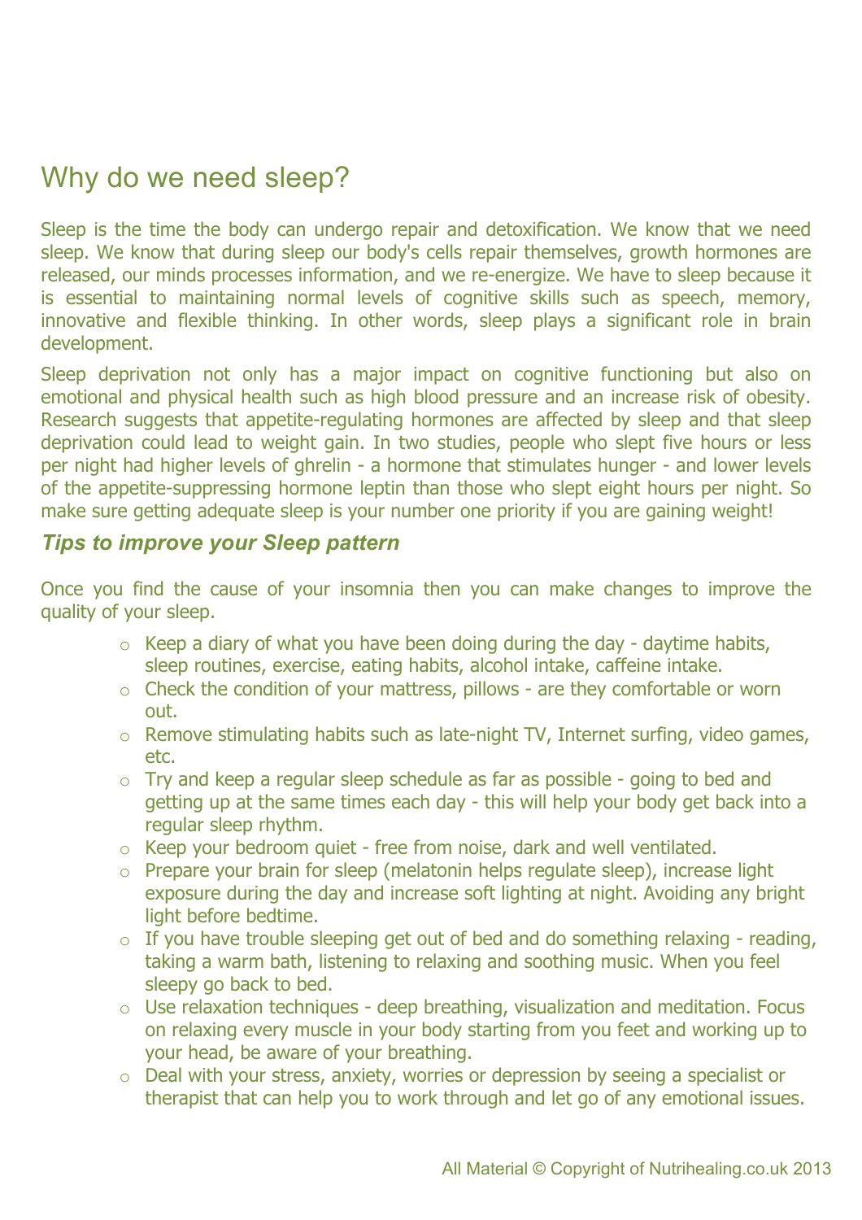# Why do we need sleep?

Sleep is the time the body can undergo repair and detoxification. We know that we need sleep. We know that during sleep our body's cells repair themselves, growth hormones are released, our minds processes information, and we re-energize. We have to sleep because it is essential to maintaining normal levels of cognitive skills such as speech, memory, innovative and flexible thinking. In other words, sleep plays a significant role in brain development.

Sleep deprivation not only has a major impact on cognitive functioning but also on emotional and physical health such as high blood pressure and an increase risk of obesity. Research suggests that appetite-regulating hormones are affected by sleep and that sleep deprivation could lead to weight gain. In two studies, people who slept five hours or less per night had higher levels of ghrelin - a hormone that stimulates hunger - and lower levels of the appetite-suppressing hormone leptin than those who slept eight hours per night. So make sure getting adequate sleep is your number one priority if you are gaining weight!

### *Tips to improve your Sleep pattern*

Once you find the cause of your insomnia then you can make changes to improve the quality of your sleep.

- Keep a diary of what you have been doing during the day - daytime habits, sleep routines, exercise, eating habits, alcohol intake, caffeine intake.
- Check the condition of your mattress, pillows - are they comfortable or worn out.
- Remove stimulating habits such as late-night TV, Internet surfing, video games, etc.
- Try and keep a regular sleep schedule as far as possible - going to bed and getting up at the same times each day - this will help your body get back into a regular sleep rhythm.
- Keep your bedroom quiet - free from noise, dark and well ventilated.
- Prepare your brain for sleep (melatonin helps regulate sleep), increase light exposure during the day and increase soft lighting at night. Avoiding any bright light before bedtime.
- If you have trouble sleeping get out of bed and do something relaxing - reading, taking a warm bath, listening to relaxing and soothing music. When you feel sleepy go back to bed.
- Use relaxation techniques - deep breathing, visualization and meditation. Focus on relaxing every muscle in your body starting from you feet and working up to your head, be aware of your breathing.
- Deal with your stress, anxiety, worries or depression by seeing a specialist or therapist that can help you to work through and let go of any emotional issues.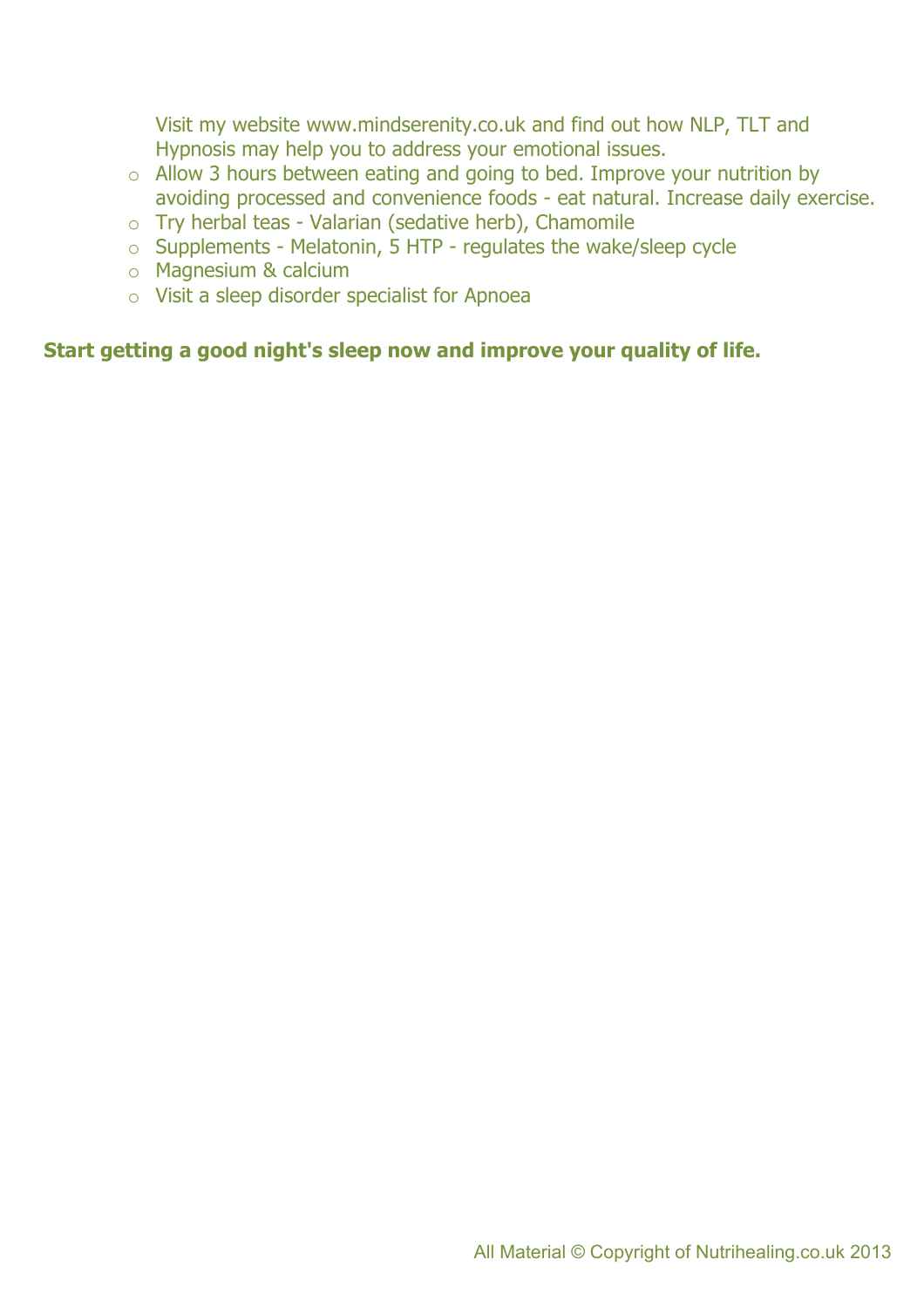Visit my website www.mindserenity.co.uk and find out how NLP, TLT and Hypnosis may help you to address your emotional issues.

- Allow 3 hours between eating and going to bed. Improve your nutrition by avoiding processed and convenience foods - eat natural. Increase daily exercise.
- Try herbal teas - Valarian (sedative herb), Chamomile
- Supplements - Melatonin, 5 HTP - regulates the wake/sleep cycle
- Magnesium & calcium
- Visit a sleep disorder specialist for Apnoea

**Start getting a good night's sleep now and improve your quality of life.**

All Material © Copyright of Nutrihealing.co.uk 2013